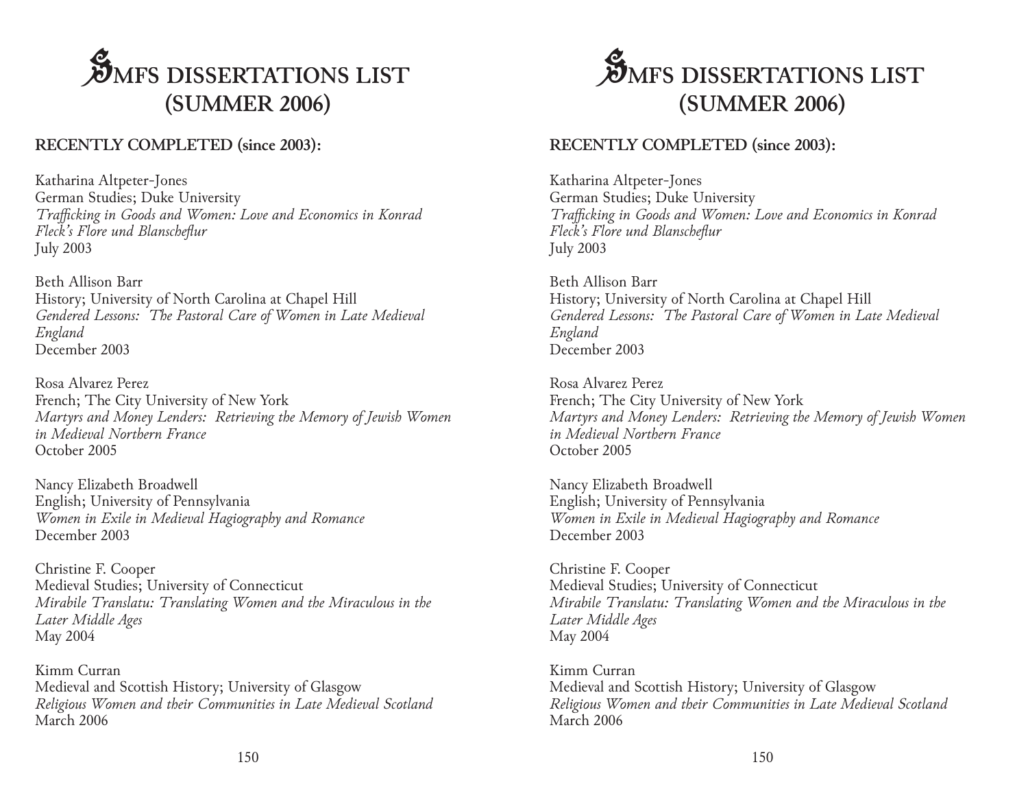# SMFS DISSERTATIONS LIST (SUMMER 2006)

## RECENTLY COMPLETED (since 2003):

Katharina Altpeter-Jones
German Studies; Duke University
*Trafficking in Goods and Women: Love and Economics in Konrad Fleck's Flore und Blanscheflur*
July 2003

Beth Allison Barr
History; University of North Carolina at Chapel Hill
*Gendered Lessons: The Pastoral Care of Women in Late Medieval England*
December 2003

Rosa Alvarez Perez
French; The City University of New York
*Martyrs and Money Lenders: Retrieving the Memory of Jewish Women in Medieval Northern France*
October 2005

Nancy Elizabeth Broadwell
English; University of Pennsylvania
*Women in Exile in Medieval Hagiography and Romance*
December 2003

Christine F. Cooper
Medieval Studies; University of Connecticut
*Mirabile Translatu: Translating Women and the Miraculous in the Later Middle Ages*
May 2004

Kimm Curran
Medieval and Scottish History; University of Glasgow
*Religious Women and their Communities in Late Medieval Scotland*
March 2006

# SMFS DISSERTATIONS LIST (SUMMER 2006)

## RECENTLY COMPLETED (since 2003):

Katharina Altpeter-Jones
German Studies; Duke University
*Trafficking in Goods and Women: Love and Economics in Konrad Fleck's Flore und Blanscheflur*
July 2003

Beth Allison Barr
History; University of North Carolina at Chapel Hill
*Gendered Lessons: The Pastoral Care of Women in Late Medieval England*
December 2003

Rosa Alvarez Perez
French; The City University of New York
*Martyrs and Money Lenders: Retrieving the Memory of Jewish Women in Medieval Northern France*
October 2005

Nancy Elizabeth Broadwell
English; University of Pennsylvania
*Women in Exile in Medieval Hagiography and Romance*
December 2003

Christine F. Cooper
Medieval Studies; University of Connecticut
*Mirabile Translatu: Translating Women and the Miraculous in the Later Middle Ages*
May 2004

Kimm Curran
Medieval and Scottish History; University of Glasgow
*Religious Women and their Communities in Late Medieval Scotland*
March 2006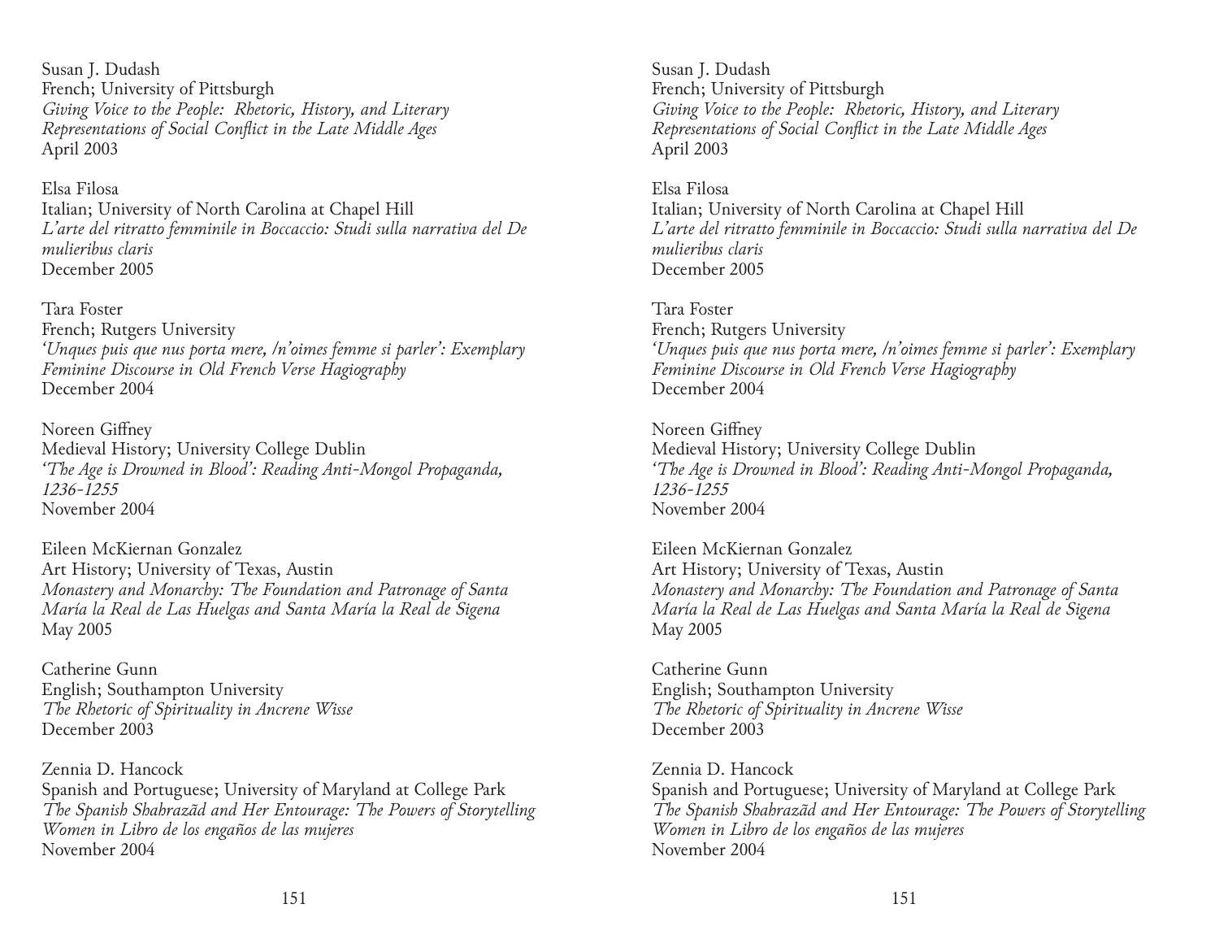Susan J. Dudash
French; University of Pittsburgh
*Giving Voice to the People: Rhetoric, History, and Literary Representations of Social Conflict in the Late Middle Ages*
April 2003

Elsa Filosa
Italian; University of North Carolina at Chapel Hill
*L'arte del ritratto femminile in Boccaccio: Studi sulla narrativa del De mulieribus claris*
December 2005

Tara Foster
French; Rutgers University
*'Unques puis que nus porta mere, /n'oimes femme si parler': Exemplary Feminine Discourse in Old French Verse Hagiography*
December 2004

Noreen Giffney
Medieval History; University College Dublin
*'The Age is Drowned in Blood': Reading Anti-Mongol Propaganda, 1236-1255*
November 2004

Eileen McKiernan Gonzalez
Art History; University of Texas, Austin
*Monastery and Monarchy: The Foundation and Patronage of Santa María la Real de Las Huelgas and Santa María la Real de Sigena*
May 2005

Catherine Gunn
English; Southampton University
*The Rhetoric of Spirituality in Ancrene Wisse*
December 2003

Zennia D. Hancock
Spanish and Portuguese; University of Maryland at College Park
*The Spanish Shahrazãd and Her Entourage: The Powers of Storytelling Women in Libro de los engaños de las mujeres*
November 2004

Susan J. Dudash
French; University of Pittsburgh
*Giving Voice to the People: Rhetoric, History, and Literary Representations of Social Conflict in the Late Middle Ages*
April 2003

Elsa Filosa
Italian; University of North Carolina at Chapel Hill
*L'arte del ritratto femminile in Boccaccio: Studi sulla narrativa del De mulieribus claris*
December 2005

Tara Foster
French; Rutgers University
*'Unques puis que nus porta mere, /n'oimes femme si parler': Exemplary Feminine Discourse in Old French Verse Hagiography*
December 2004

Noreen Giffney
Medieval History; University College Dublin
*'The Age is Drowned in Blood': Reading Anti-Mongol Propaganda, 1236-1255*
November 2004

Eileen McKiernan Gonzalez
Art History; University of Texas, Austin
*Monastery and Monarchy: The Foundation and Patronage of Santa María la Real de Las Huelgas and Santa María la Real de Sigena*
May 2005

Catherine Gunn
English; Southampton University
*The Rhetoric of Spirituality in Ancrene Wisse*
December 2003

Zennia D. Hancock
Spanish and Portuguese; University of Maryland at College Park
*The Spanish Shahrazãd and Her Entourage: The Powers of Storytelling Women in Libro de los engaños de las mujeres*
November 2004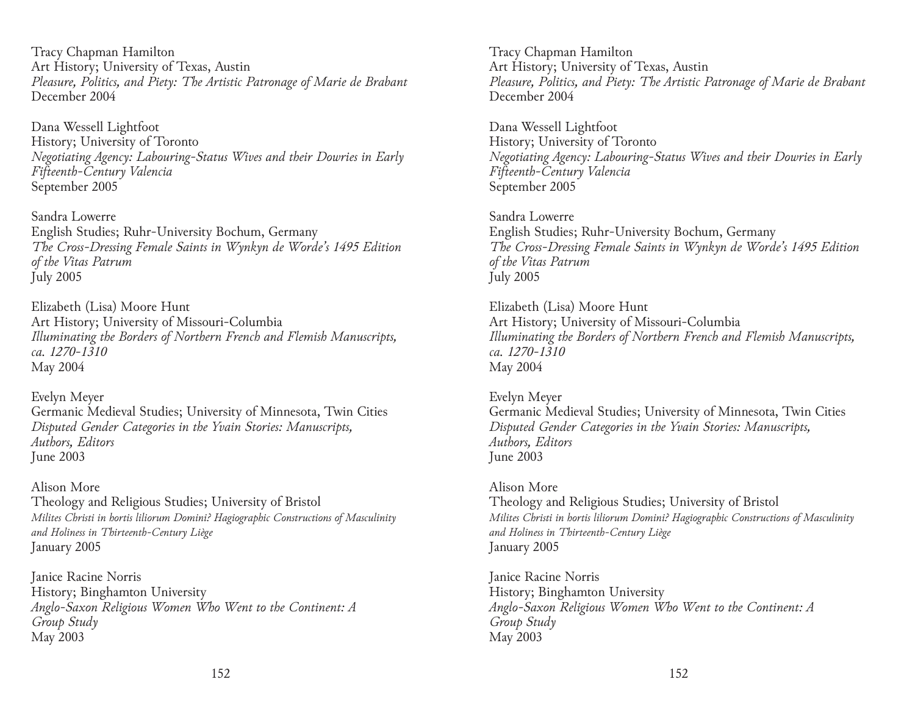Tracy Chapman Hamilton
Art History; University of Texas, Austin
*Pleasure, Politics, and Piety: The Artistic Patronage of Marie de Brabant*
December 2004

Dana Wessell Lightfoot
History; University of Toronto
*Negotiating Agency: Labouring-Status Wives and their Dowries in Early Fifteenth-Century Valencia*
September 2005

Sandra Lowerre
English Studies; Ruhr-University Bochum, Germany
*The Cross-Dressing Female Saints in Wynkyn de Worde's 1495 Edition of the Vitas Patrum*
July 2005

Elizabeth (Lisa) Moore Hunt
Art History; University of Missouri-Columbia
*Illuminating the Borders of Northern French and Flemish Manuscripts, ca. 1270-1310*
May 2004

Evelyn Meyer
Germanic Medieval Studies; University of Minnesota, Twin Cities
*Disputed Gender Categories in the Yvain Stories: Manuscripts, Authors, Editors*
June 2003

Alison More
Theology and Religious Studies; University of Bristol
*Milites Christi in hortis liliorum Domini? Hagiographic Constructions of Masculinity and Holiness in Thirteenth-Century Liège*
January 2005

Janice Racine Norris
History; Binghamton University
*Anglo-Saxon Religious Women Who Went to the Continent: A Group Study*
May 2003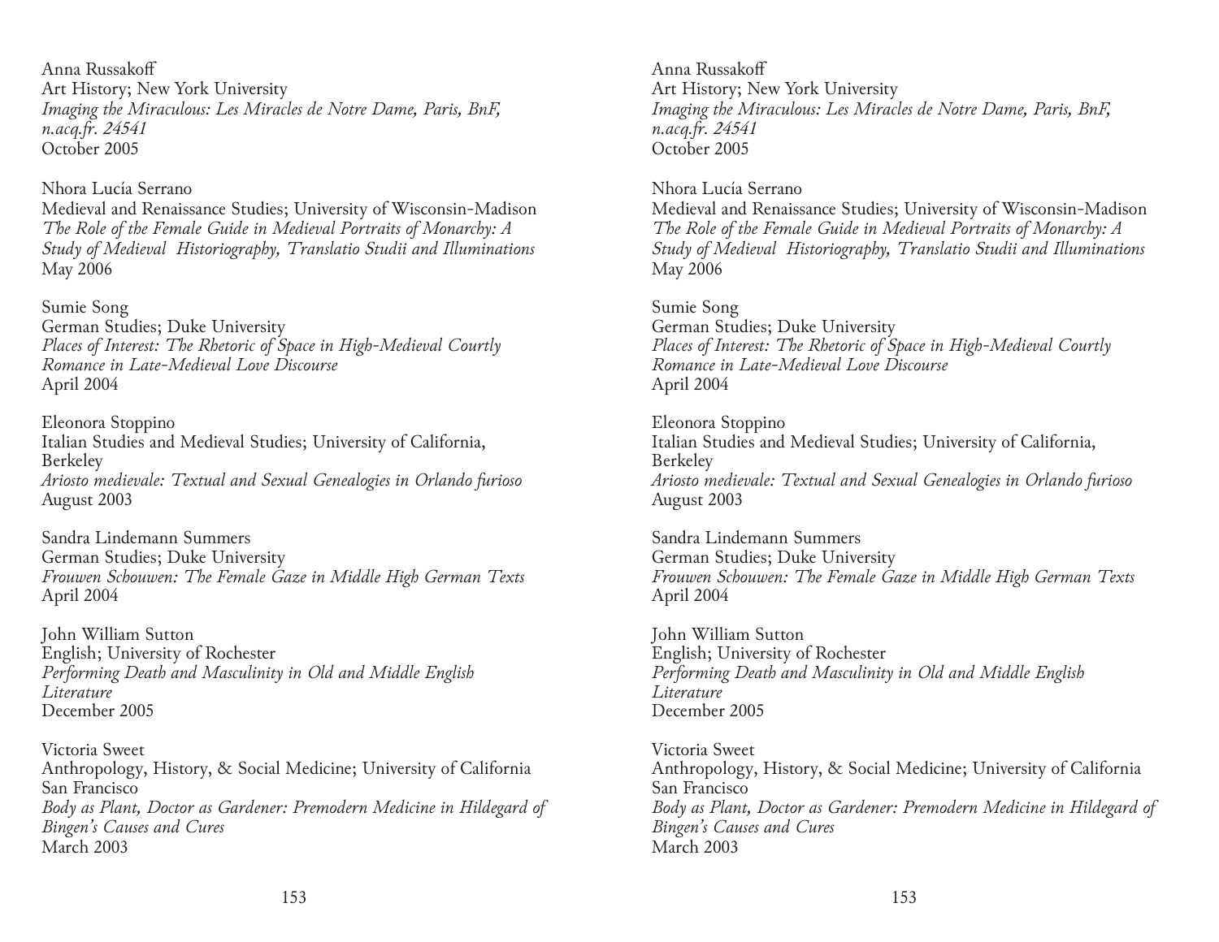Anna Russakoff
Art History; New York University
*Imaging the Miraculous: Les Miracles de Notre Dame, Paris, BnF, n.acq.fr. 24541*
October 2005

Nhora Lucía Serrano
Medieval and Renaissance Studies; University of Wisconsin-Madison
*The Role of the Female Guide in Medieval Portraits of Monarchy: A Study of Medieval Historiography, Translatio Studii and Illuminations*
May 2006

Sumie Song
German Studies; Duke University
*Places of Interest: The Rhetoric of Space in High-Medieval Courtly Romance in Late-Medieval Love Discourse*
April 2004

Eleonora Stoppino
Italian Studies and Medieval Studies; University of California, Berkeley
*Ariosto medievale: Textual and Sexual Genealogies in Orlando furioso*
August 2003

Sandra Lindemann Summers
German Studies; Duke University
*Frouwen Schouwen: The Female Gaze in Middle High German Texts*
April 2004

John William Sutton
English; University of Rochester
*Performing Death and Masculinity in Old and Middle English Literature*
December 2005

Victoria Sweet
Anthropology, History, & Social Medicine; University of California San Francisco
*Body as Plant, Doctor as Gardener: Premodern Medicine in Hildegard of Bingen's Causes and Cures*
March 2003

Anna Russakoff
Art History; New York University
*Imaging the Miraculous: Les Miracles de Notre Dame, Paris, BnF, n.acq.fr. 24541*
October 2005

Nhora Lucía Serrano
Medieval and Renaissance Studies; University of Wisconsin-Madison
*The Role of the Female Guide in Medieval Portraits of Monarchy: A Study of Medieval Historiography, Translatio Studii and Illuminations*
May 2006

Sumie Song
German Studies; Duke University
*Places of Interest: The Rhetoric of Space in High-Medieval Courtly Romance in Late-Medieval Love Discourse*
April 2004

Eleonora Stoppino
Italian Studies and Medieval Studies; University of California, Berkeley
*Ariosto medievale: Textual and Sexual Genealogies in Orlando furioso*
August 2003

Sandra Lindemann Summers
German Studies; Duke University
*Frouwen Schouwen: The Female Gaze in Middle High German Texts*
April 2004

John William Sutton
English; University of Rochester
*Performing Death and Masculinity in Old and Middle English Literature*
December 2005

Victoria Sweet
Anthropology, History, & Social Medicine; University of California San Francisco
*Body as Plant, Doctor as Gardener: Premodern Medicine in Hildegard of Bingen's Causes and Cures*
March 2003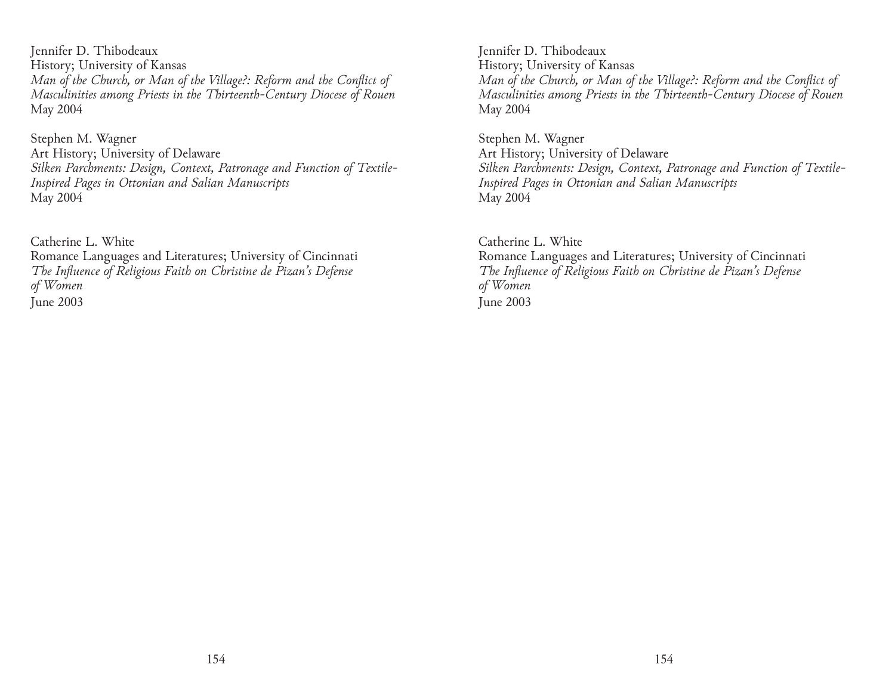Jennifer D. Thibodeaux
History; University of Kansas
*Man of the Church, or Man of the Village?: Reform and the Conflict of Masculinities among Priests in the Thirteenth-Century Diocese of Rouen*
May 2004

Stephen M. Wagner
Art History; University of Delaware
*Silken Parchments: Design, Context, Patronage and Function of Textile-Inspired Pages in Ottonian and Salian Manuscripts*
May 2004

Catherine L. White
Romance Languages and Literatures; University of Cincinnati
*The Influence of Religious Faith on Christine de Pizan's Defense of Women*
June 2003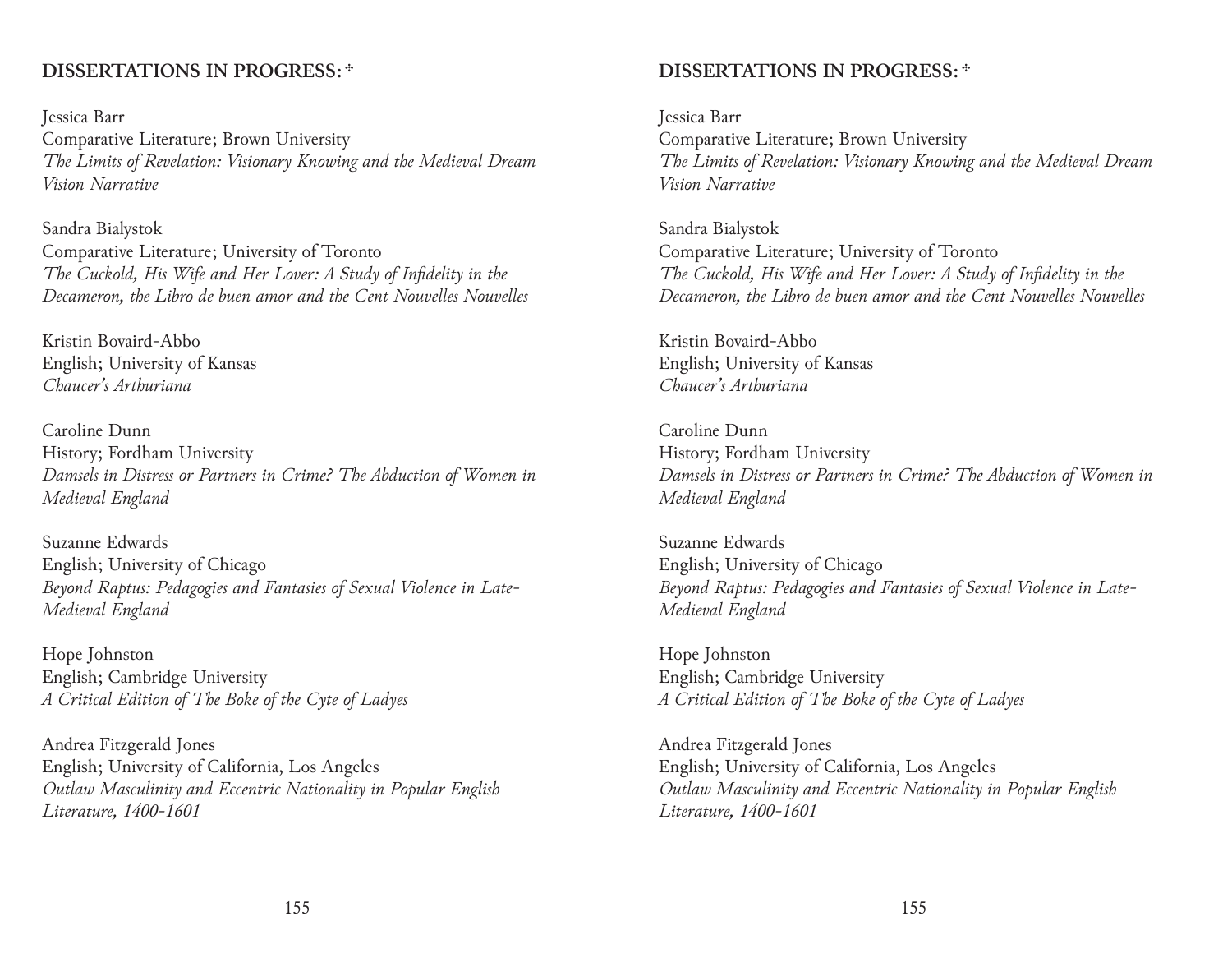## DISSERTATIONS IN PROGRESS: ✣

Jessica Barr
Comparative Literature; Brown University
*The Limits of Revelation: Visionary Knowing and the Medieval Dream Vision Narrative*

Sandra Bialystok
Comparative Literature; University of Toronto
*The Cuckold, His Wife and Her Lover: A Study of Infidelity in the Decameron, the Libro de buen amor and the Cent Nouvelles Nouvelles*

Kristin Bovaird-Abbo
English; University of Kansas
*Chaucer's Arthuriana*

Caroline Dunn
History; Fordham University
*Damsels in Distress or Partners in Crime? The Abduction of Women in Medieval England*

Suzanne Edwards
English; University of Chicago
*Beyond Raptus: Pedagogies and Fantasies of Sexual Violence in Late-Medieval England*

Hope Johnston
English; Cambridge University
*A Critical Edition of The Boke of the Cyte of Ladyes*

Andrea Fitzgerald Jones
English; University of California, Los Angeles
*Outlaw Masculinity and Eccentric Nationality in Popular English Literature, 1400-1601*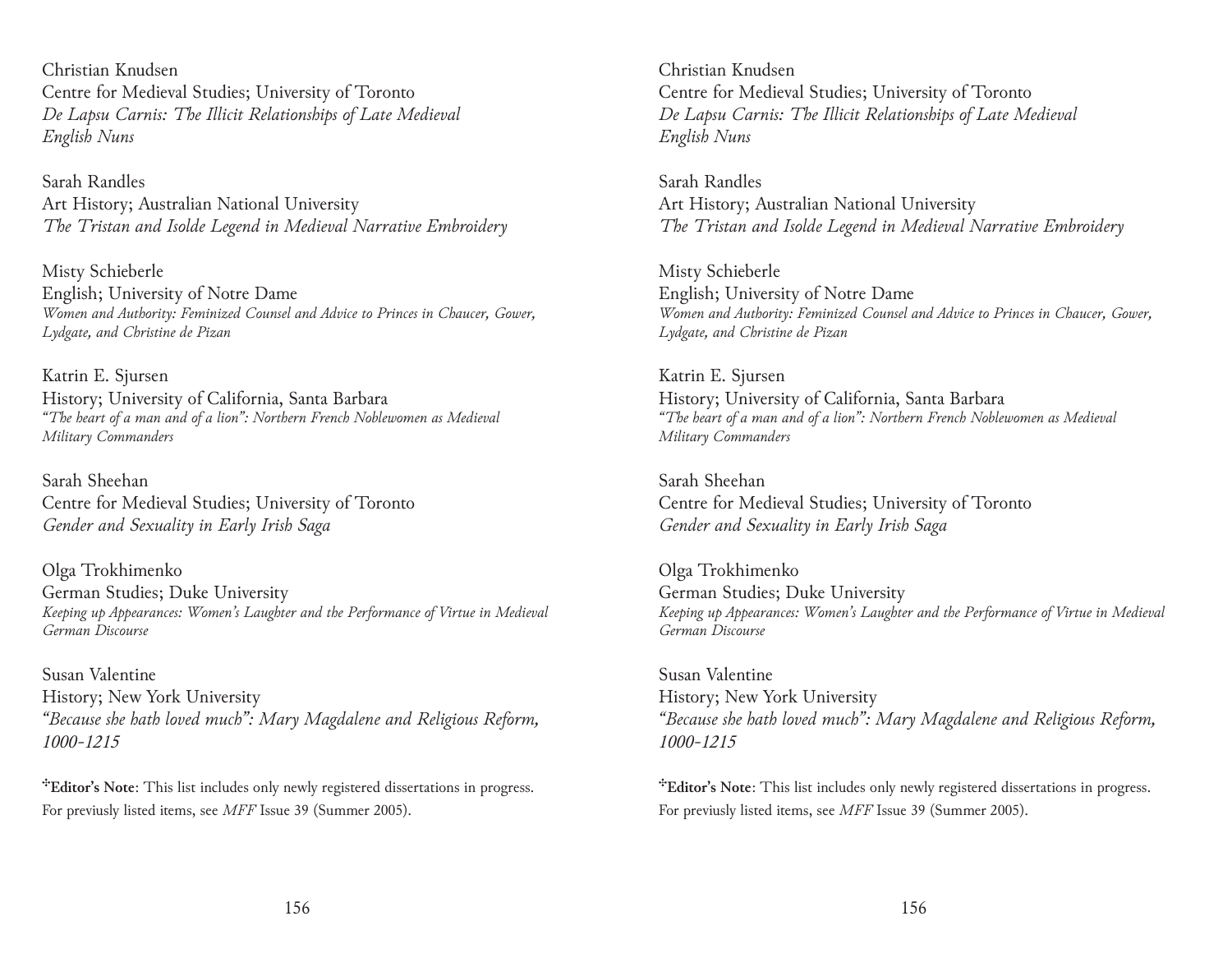Christian Knudsen
Centre for Medieval Studies; University of Toronto
*De Lapsu Carnis: The Illicit Relationships of Late Medieval English Nuns*

Sarah Randles
Art History; Australian National University
*The Tristan and Isolde Legend in Medieval Narrative Embroidery*

Misty Schieberle
English; University of Notre Dame
*Women and Authority: Feminized Counsel and Advice to Princes in Chaucer, Gower, Lydgate, and Christine de Pizan*

Katrin E. Sjursen
History; University of California, Santa Barbara
*"The heart of a man and of a lion": Northern French Noblewomen as Medieval Military Commanders*

Sarah Sheehan
Centre for Medieval Studies; University of Toronto
*Gender and Sexuality in Early Irish Saga*

Olga Trokhimenko
German Studies; Duke University
*Keeping up Appearances: Women's Laughter and the Performance of Virtue in Medieval German Discourse*

Susan Valentine
History; New York University
*"Because she hath loved much": Mary Magdalene and Religious Reform, 1000-1215*

✢**Editor's Note**: This list includes only newly registered dissertations in progress. For previuslly listed items, see *MFF* Issue 39 (Summer 2005).